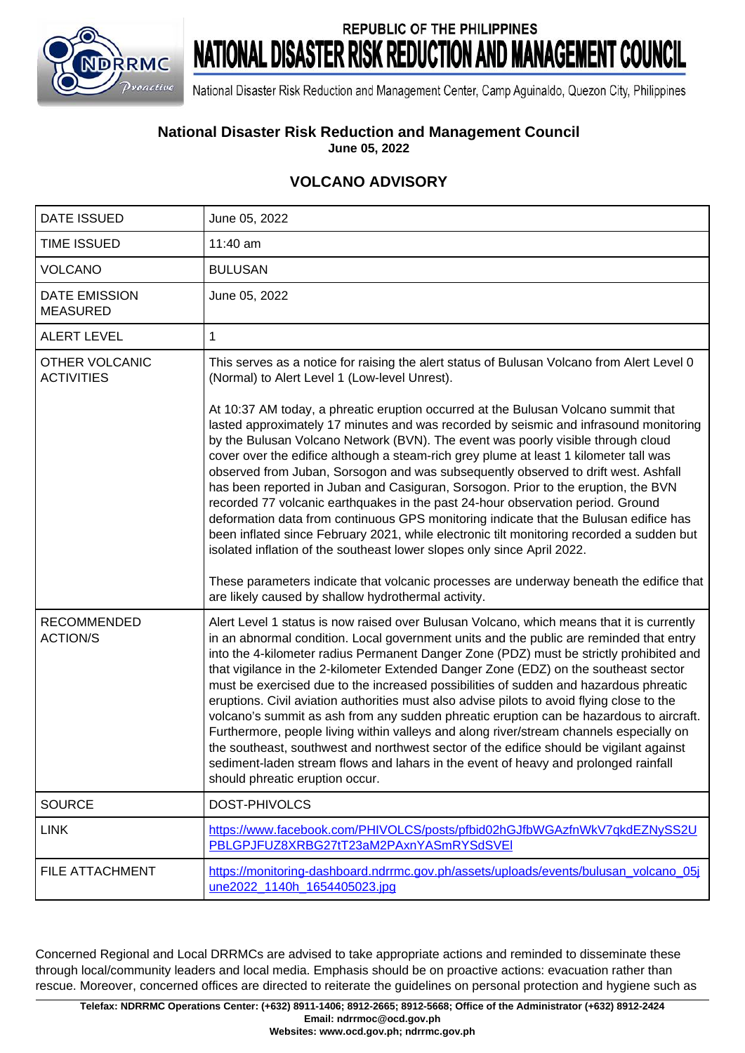REPUBLIC OF THE PHILIPPINES

# NATIONAL DISASTER RISK REDUCTION AND MANAGEMENT COUNCIL

National Disaster Risk Reduction and Management Center, Camp Aguinaldo, Quezon City, Philippines

**National Disaster Risk Reduction and Management Council**
**June 05, 2022**

## VOLCANO ADVISORY

| | |
|---|---|
| DATE ISSUED | June 05, 2022 |
| TIME ISSUED | 11:40 am |
| VOLCANO | BULUSAN |
| DATE EMISSION MEASURED | June 05, 2022 |
| ALERT LEVEL | 1 |
| OTHER VOLCANIC ACTIVITIES | This serves as a notice for raising the alert status of Bulusan Volcano from Alert Level 0 (Normal) to Alert Level 1 (Low-level Unrest).<br><br>At 10:37 AM today, a phreatic eruption occurred at the Bulusan Volcano summit that lasted approximately 17 minutes and was recorded by seismic and infrasound monitoring by the Bulusan Volcano Network (BVN). The event was poorly visible through cloud cover over the edifice although a steam-rich grey plume at least 1 kilometer tall was observed from Juban, Sorsogon and was subsequently observed to drift west. Ashfall has been reported in Juban and Casiguran, Sorsogon. Prior to the eruption, the BVN recorded 77 volcanic earthquakes in the past 24-hour observation period. Ground deformation data from continuous GPS monitoring indicate that the Bulusan edifice has been inflated since February 2021, while electronic tilt monitoring recorded a sudden but isolated inflation of the southeast lower slopes only since April 2022.<br><br>These parameters indicate that volcanic processes are underway beneath the edifice that are likely caused by shallow hydrothermal activity. |
| RECOMMENDED ACTION/S | Alert Level 1 status is now raised over Bulusan Volcano, which means that it is currently in an abnormal condition. Local government units and the public are reminded that entry into the 4-kilometer radius Permanent Danger Zone (PDZ) must be strictly prohibited and that vigilance in the 2-kilometer Extended Danger Zone (EDZ) on the southeast sector must be exercised due to the increased possibilities of sudden and hazardous phreatic eruptions. Civil aviation authorities must also advise pilots to avoid flying close to the volcano's summit as ash from any sudden phreatic eruption can be hazardous to aircraft. Furthermore, people living within valleys and along river/stream channels especially on the southeast, southwest and northwest sector of the edifice should be vigilant against sediment-laden stream flows and lahars in the event of heavy and prolonged rainfall should phreatic eruption occur. |
| SOURCE | DOST-PHIVOLCS |
| LINK | https://www.facebook.com/PHIVOLCS/posts/pfbid02hGJfbWGAzfnWkV7qkdEZNySS2UPBLGPJFUZ8XRBG27tT23aM2PAxnYASmRYSdSVEl |
| FILE ATTACHMENT | https://monitoring-dashboard.ndrrmc.gov.ph/assets/uploads/events/bulusan_volcano_05june2022_1140h_1654405023.jpg |

Concerned Regional and Local DRRMCs are advised to take appropriate actions and reminded to disseminate these through local/community leaders and local media. Emphasis should be on proactive actions: evacuation rather than rescue. Moreover, concerned offices are directed to reiterate the guidelines on personal protection and hygiene such as

**Telefax: NDRRMC Operations Center: (+632) 8911-1406; 8912-2665; 8912-5668; Office of the Administrator (+632) 8912-2424**
**Email: ndrrmoc@ocd.gov.ph**
**Websites: www.ocd.gov.ph; ndrrmc.gov.ph**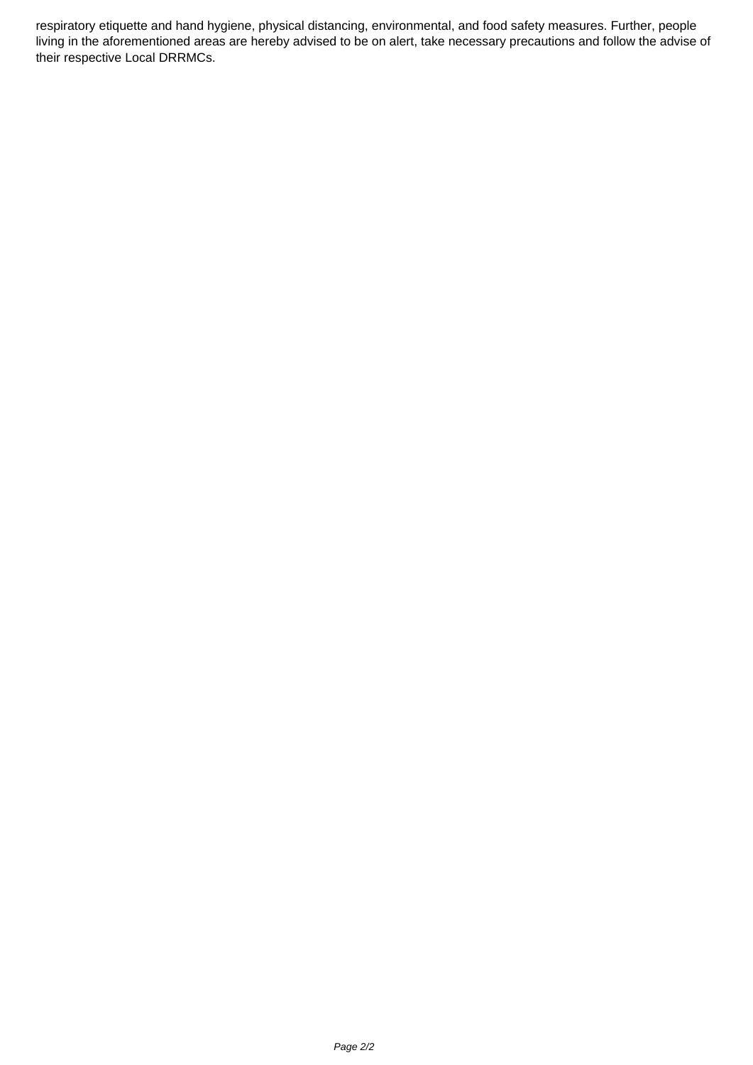respiratory etiquette and hand hygiene, physical distancing, environmental, and food safety measures. Further, people living in the aforementioned areas are hereby advised to be on alert, take necessary precautions and follow the advise of their respective Local DRRMCs.